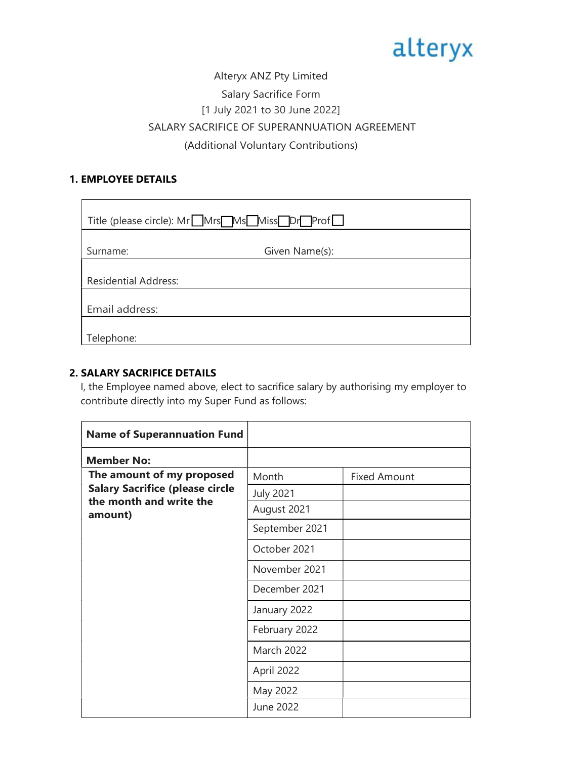alteryx

Alteryx ANZ Pty Limited

Salary Sacrifice Form

[1 July 2021 to 30 June 2022]

SALARY SACRIFICE OF SUPERANNUATION AGREEMENT

(Additional Voluntary Contributions)

## 1. EMPLOYEE DETAILS

| Title (please circle): Mr ☐ Mrs ☐ Ms ☐ Miss ☐ Dr ☐ Prof ☐ | |
|---|---|
| Surname: | Given Name(s): |
| Residential Address: | |
| Email address: | |
| Telephone: | |

## 2. SALARY SACRIFICE DETAILS

I, the Employee named above, elect to sacrifice salary by authorising my employer to contribute directly into my Super Fund as follows:

| **Name of Superannuation Fund** | | |
|---|---|---|
| **Member No:** | | |
| **The amount of my proposed Salary Sacrifice (please circle the month and write the amount)** | Month | Fixed Amount |
| | July 2021 | |
| | August 2021 | |
| | September 2021 | |
| | October 2021 | |
| | November 2021 | |
| | December 2021 | |
| | January 2022 | |
| | February 2022 | |
| | March 2022 | |
| | April 2022 | |
| | May 2022 | |
| | June 2022 | |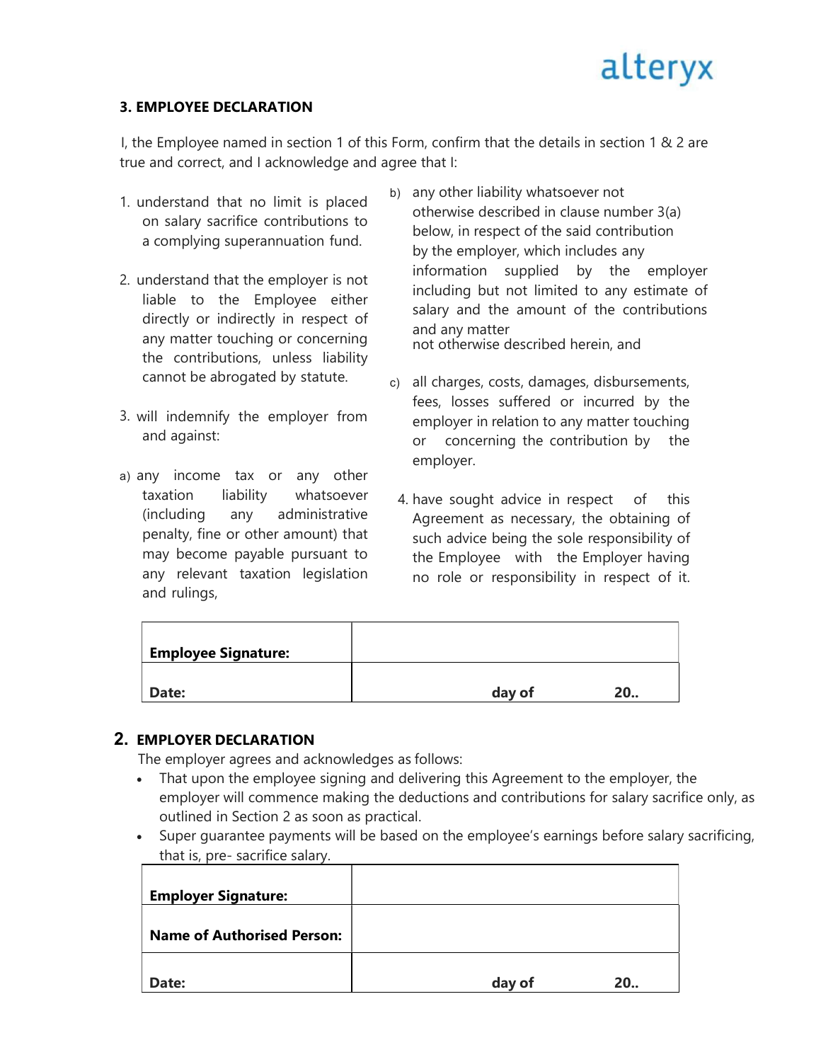### 3. EMPLOYEE DECLARATION

I, the Employee named in section 1 of this Form, confirm that the details in section 1 & 2 are true and correct, and I acknowledge and agree that I:

1. understand that no limit is placed on salary sacrifice contributions to a complying superannuation fund.

2. understand that the employer is not liable to the Employee either directly or indirectly in respect of any matter touching or concerning the contributions, unless liability cannot be abrogated by statute.

3. will indemnify the employer from and against:

a) any income tax or any other taxation liability whatsoever (including any administrative penalty, fine or other amount) that may become payable pursuant to any relevant taxation legislation and rulings,

b) any other liability whatsoever not otherwise described in clause number 3(a) below, in respect of the said contribution by the employer, which includes any information supplied by the employer including but not limited to any estimate of salary and the amount of the contributions and any matter not otherwise described herein, and

c) all charges, costs, damages, disbursements, fees, losses suffered or incurred by the employer in relation to any matter touching or concerning the contribution by the employer.

4. have sought advice in respect of this Agreement as necessary, the obtaining of such advice being the sole responsibility of the Employee with the Employer having no role or responsibility in respect of it.

| | |
|---|---|
| **Employee Signature:** | |
| **Date:** | **day of 20..** |

## 2. EMPLOYER DECLARATION

The employer agrees and acknowledges as follows:

- That upon the employee signing and delivering this Agreement to the employer, the employer will commence making the deductions and contributions for salary sacrifice only, as outlined in Section 2 as soon as practical.
- Super guarantee payments will be based on the employee's earnings before salary sacrificing, that is, pre- sacrifice salary.

| | |
|---|---|
| **Employer Signature:** | |
| **Name of Authorised Person:** | |
| **Date:** | **day of 20..** |